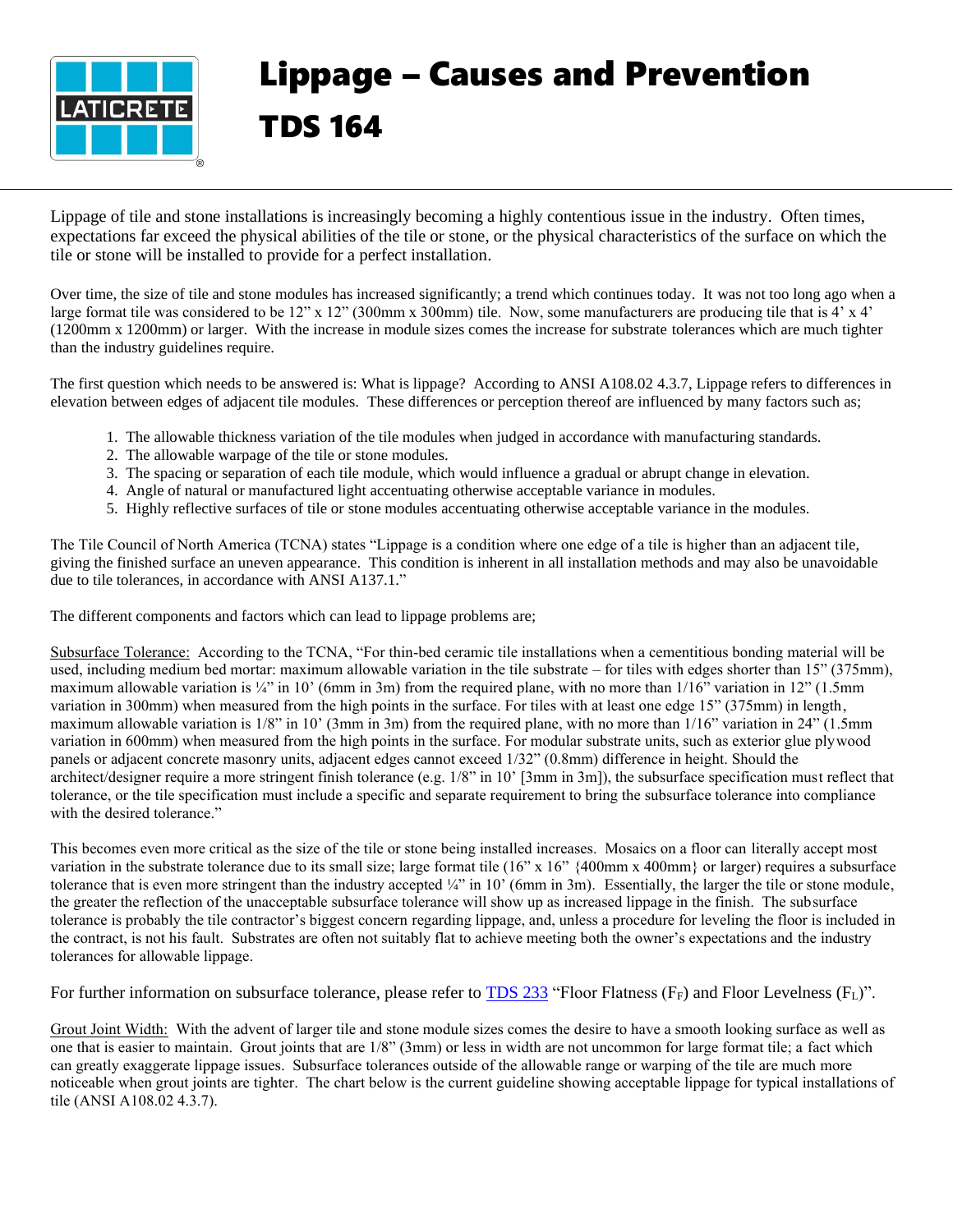# Lippage – Causes and Prevention

## TDS 164

Lippage of tile and stone installations is increasingly becoming a highly contentious issue in the industry. Often times, expectations far exceed the physical abilities of the tile or stone, or the physical characteristics of the surface on which the tile or stone will be installed to provide for a perfect installation.

Over time, the size of tile and stone modules has increased significantly; a trend which continues today. It was not too long ago when a large format tile was considered to be 12" x 12" (300mm x 300mm) tile. Now, some manufacturers are producing tile that is 4' x 4' (1200mm x 1200mm) or larger. With the increase in module sizes comes the increase for substrate tolerances which are much tighter than the industry guidelines require.

The first question which needs to be answered is: What is lippage? According to ANSI A108.02 4.3.7, Lippage refers to differences in elevation between edges of adjacent tile modules. These differences or perception thereof are influenced by many factors such as;

1. The allowable thickness variation of the tile modules when judged in accordance with manufacturing standards.
2. The allowable warpage of the tile or stone modules.
3. The spacing or separation of each tile module, which would influence a gradual or abrupt change in elevation.
4. Angle of natural or manufactured light accentuating otherwise acceptable variance in modules.
5. Highly reflective surfaces of tile or stone modules accentuating otherwise acceptable variance in the modules.

The Tile Council of North America (TCNA) states "Lippage is a condition where one edge of a tile is higher than an adjacent tile, giving the finished surface an uneven appearance. This condition is inherent in all installation methods and may also be unavoidable due to tile tolerances, in accordance with ANSI A137.1."

The different components and factors which can lead to lippage problems are;

Subsurface Tolerance: According to the TCNA, "For thin-bed ceramic tile installations when a cementitious bonding material will be used, including medium bed mortar: maximum allowable variation in the tile substrate – for tiles with edges shorter than 15" (375mm), maximum allowable variation is ¼" in 10' (6mm in 3m) from the required plane, with no more than 1/16" variation in 12" (1.5mm variation in 300mm) when measured from the high points in the surface. For tiles with at least one edge 15" (375mm) in length, maximum allowable variation is 1/8" in 10' (3mm in 3m) from the required plane, with no more than 1/16" variation in 24" (1.5mm variation in 600mm) when measured from the high points in the surface. For modular substrate units, such as exterior glue plywood panels or adjacent concrete masonry units, adjacent edges cannot exceed 1/32" (0.8mm) difference in height. Should the architect/designer require a more stringent finish tolerance (e.g. 1/8" in 10' [3mm in 3m]), the subsurface specification must reflect that tolerance, or the tile specification must include a specific and separate requirement to bring the subsurface tolerance into compliance with the desired tolerance."

This becomes even more critical as the size of the tile or stone being installed increases. Mosaics on a floor can literally accept most variation in the substrate tolerance due to its small size; large format tile (16" x 16" {400mm x 400mm} or larger) requires a subsurface tolerance that is even more stringent than the industry accepted ¼" in 10' (6mm in 3m). Essentially, the larger the tile or stone module, the greater the reflection of the unacceptable subsurface tolerance will show up as increased lippage in the finish. The subsurface tolerance is probably the tile contractor's biggest concern regarding lippage, and, unless a procedure for leveling the floor is included in the contract, is not his fault. Substrates are often not suitably flat to achieve meeting both the owner's expectations and the industry tolerances for allowable lippage.

For further information on subsurface tolerance, please refer to TDS 233 "Floor Flatness ($F_F$) and Floor Levelness ($F_L$)".

Grout Joint Width: With the advent of larger tile and stone module sizes comes the desire to have a smooth looking surface as well as one that is easier to maintain. Grout joints that are 1/8" (3mm) or less in width are not uncommon for large format tile; a fact which can greatly exaggerate lippage issues. Subsurface tolerances outside of the allowable range or warping of the tile are much more noticeable when grout joints are tighter. The chart below is the current guideline showing acceptable lippage for typical installations of tile (ANSI A108.02 4.3.7).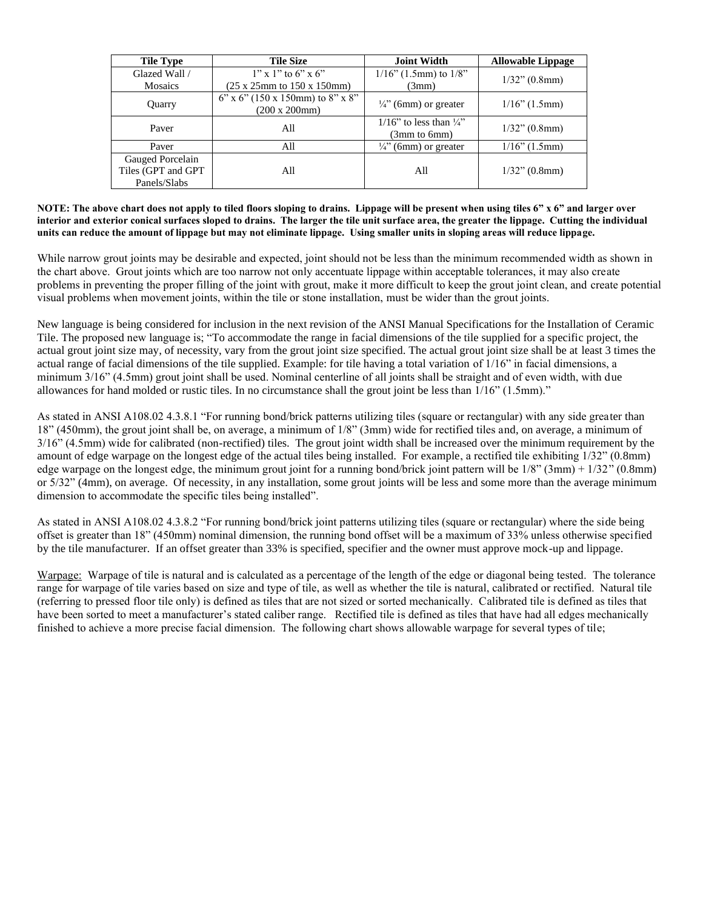| Tile Type | Tile Size | Joint Width | Allowable Lippage |
|---|---|---|---|
| Glazed Wall / Mosaics | 1" x 1" to 6" x 6" (25 x 25mm to 150 x 150mm) | 1/16" (1.5mm) to 1/8" (3mm) | 1/32" (0.8mm) |
| Quarry | 6" x 6" (150 x 150mm) to 8" x 8" (200 x 200mm) | ¼" (6mm) or greater | 1/16" (1.5mm) |
| Paver | All | 1/16" to less than ¼" (3mm to 6mm) | 1/32" (0.8mm) |
| Paver | All | ¼" (6mm) or greater | 1/16" (1.5mm) |
| Gauged Porcelain Tiles (GPT and GPT Panels/Slabs | All | All | 1/32" (0.8mm) |

**NOTE: The above chart does not apply to tiled floors sloping to drains. Lippage will be present when using tiles 6" x 6" and larger over interior and exterior conical surfaces sloped to drains. The larger the tile unit surface area, the greater the lippage. Cutting the individual units can reduce the amount of lippage but may not eliminate lippage. Using smaller units in sloping areas will reduce lippage.**

While narrow grout joints may be desirable and expected, joint should not be less than the minimum recommended width as shown in the chart above. Grout joints which are too narrow not only accentuate lippage within acceptable tolerances, it may also create problems in preventing the proper filling of the joint with grout, make it more difficult to keep the grout joint clean, and create potential visual problems when movement joints, within the tile or stone installation, must be wider than the grout joints.

New language is being considered for inclusion in the next revision of the ANSI Manual Specifications for the Installation of Ceramic Tile. The proposed new language is; "To accommodate the range in facial dimensions of the tile supplied for a specific project, the actual grout joint size may, of necessity, vary from the grout joint size specified. The actual grout joint size shall be at least 3 times the actual range of facial dimensions of the tile supplied. Example: for tile having a total variation of 1/16" in facial dimensions, a minimum 3/16" (4.5mm) grout joint shall be used. Nominal centerline of all joints shall be straight and of even width, with due allowances for hand molded or rustic tiles. In no circumstance shall the grout joint be less than 1/16" (1.5mm)."

As stated in ANSI A108.02 4.3.8.1 "For running bond/brick patterns utilizing tiles (square or rectangular) with any side greater than 18" (450mm), the grout joint shall be, on average, a minimum of 1/8" (3mm) wide for rectified tiles and, on average, a minimum of 3/16" (4.5mm) wide for calibrated (non-rectified) tiles. The grout joint width shall be increased over the minimum requirement by the amount of edge warpage on the longest edge of the actual tiles being installed. For example, a rectified tile exhibiting 1/32" (0.8mm) edge warpage on the longest edge, the minimum grout joint for a running bond/brick joint pattern will be 1/8" (3mm) + 1/32" (0.8mm) or 5/32" (4mm), on average. Of necessity, in any installation, some grout joints will be less and some more than the average minimum dimension to accommodate the specific tiles being installed".

As stated in ANSI A108.02 4.3.8.2 "For running bond/brick joint patterns utilizing tiles (square or rectangular) where the side being offset is greater than 18" (450mm) nominal dimension, the running bond offset will be a maximum of 33% unless otherwise specified by the tile manufacturer. If an offset greater than 33% is specified, specifier and the owner must approve mock-up and lippage.

<u>Warpage:</u> Warpage of tile is natural and is calculated as a percentage of the length of the edge or diagonal being tested. The tolerance range for warpage of tile varies based on size and type of tile, as well as whether the tile is natural, calibrated or rectified. Natural tile (referring to pressed floor tile only) is defined as tiles that are not sized or sorted mechanically. Calibrated tile is defined as tiles that have been sorted to meet a manufacturer's stated caliber range. Rectified tile is defined as tiles that have had all edges mechanically finished to achieve a more precise facial dimension. The following chart shows allowable warpage for several types of tile;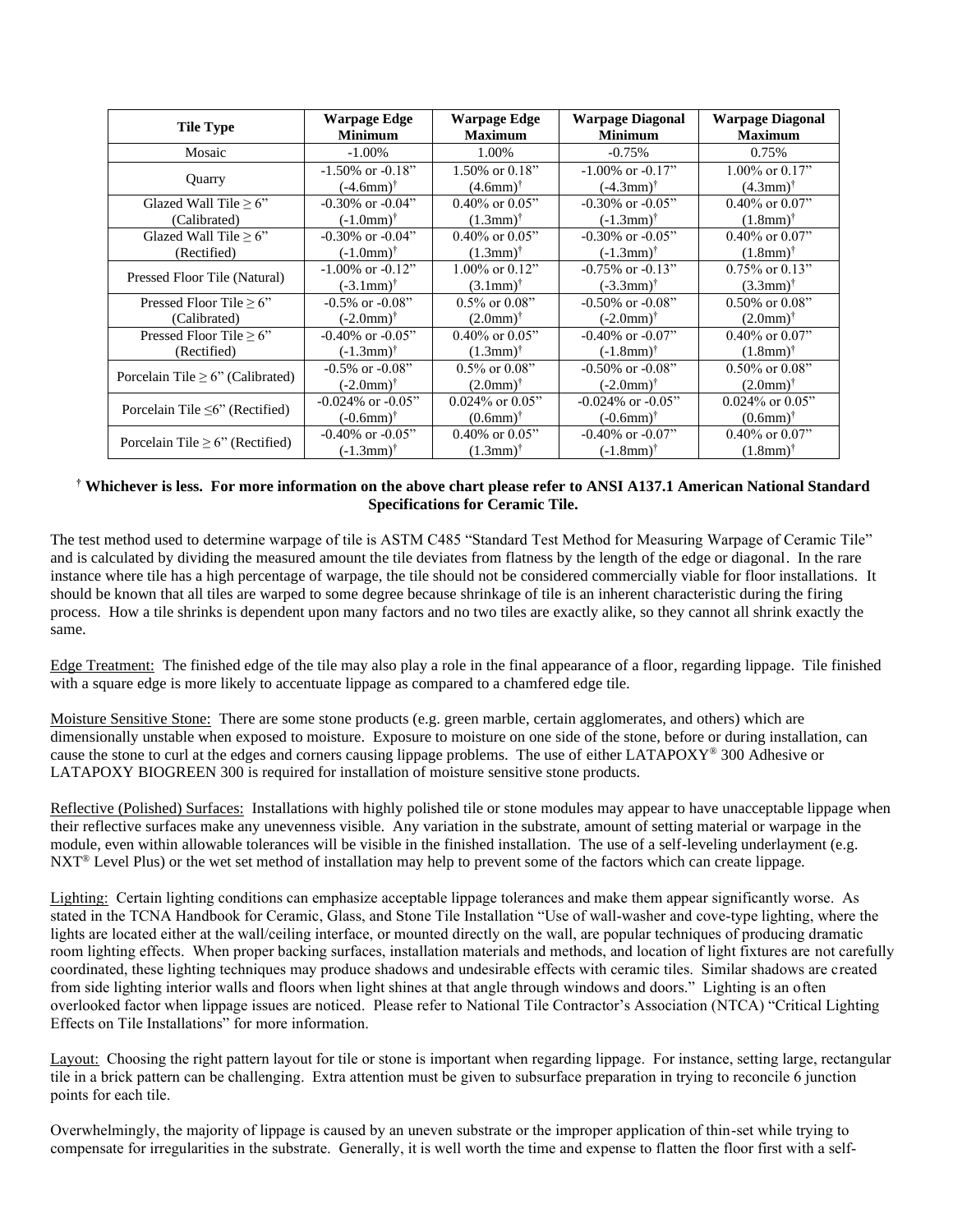| Tile Type | Warpage Edge Minimum | Warpage Edge Maximum | Warpage Diagonal Minimum | Warpage Diagonal Maximum |
|---|---|---|---|---|
| Mosaic | -1.00% | 1.00% | -0.75% | 0.75% |
| Quarry | -1.50% or -0.18" (-4.6mm)† | 1.50% or 0.18" (4.6mm)† | -1.00% or -0.17" (-4.3mm)† | 1.00% or 0.17" (4.3mm)† |
| Glazed Wall Tile ≥ 6" (Calibrated) | -0.30% or -0.04" (-1.0mm)† | 0.40% or 0.05" (1.3mm)† | -0.30% or -0.05" (-1.3mm)† | 0.40% or 0.07" (1.8mm)† |
| Glazed Wall Tile ≥ 6" (Rectified) | -0.30% or -0.04" (-1.0mm)† | 0.40% or 0.05" (1.3mm)† | -0.30% or -0.05" (-1.3mm)† | 0.40% or 0.07" (1.8mm)† |
| Pressed Floor Tile (Natural) | -1.00% or -0.12" (-3.1mm)† | 1.00% or 0.12" (3.1mm)† | -0.75% or -0.13" (-3.3mm)† | 0.75% or 0.13" (3.3mm)† |
| Pressed Floor Tile ≥ 6" (Calibrated) | -0.5% or -0.08" (-2.0mm)† | 0.5% or 0.08" (2.0mm)† | -0.50% or -0.08" (-2.0mm)† | 0.50% or 0.08" (2.0mm)† |
| Pressed Floor Tile ≥ 6" (Rectified) | -0.40% or -0.05" (-1.3mm)† | 0.40% or 0.05" (1.3mm)† | -0.40% or -0.07" (-1.8mm)† | 0.40% or 0.07" (1.8mm)† |
| Porcelain Tile ≥ 6" (Calibrated) | -0.5% or -0.08" (-2.0mm)† | 0.5% or 0.08" (2.0mm)† | -0.50% or -0.08" (-2.0mm)† | 0.50% or 0.08" (2.0mm)† |
| Porcelain Tile ≤6" (Rectified) | -0.024% or -0.05" (-0.6mm)† | 0.024% or 0.05" (0.6mm)† | -0.024% or -0.05" (-0.6mm)† | 0.024% or 0.05" (0.6mm)† |
| Porcelain Tile ≥ 6" (Rectified) | -0.40% or -0.05" (-1.3mm)† | 0.40% or 0.05" (1.3mm)† | -0.40% or -0.07" (-1.8mm)† | 0.40% or 0.07" (1.8mm)† |

**† Whichever is less. For more information on the above chart please refer to ANSI A137.1 American National Standard Specifications for Ceramic Tile.**

The test method used to determine warpage of tile is ASTM C485 "Standard Test Method for Measuring Warpage of Ceramic Tile" and is calculated by dividing the measured amount the tile deviates from flatness by the length of the edge or diagonal. In the rare instance where tile has a high percentage of warpage, the tile should not be considered commercially viable for floor installations. It should be known that all tiles are warped to some degree because shrinkage of tile is an inherent characteristic during the firing process. How a tile shrinks is dependent upon many factors and no two tiles are exactly alike, so they cannot all shrink exactly the same.

Edge Treatment: The finished edge of the tile may also play a role in the final appearance of a floor, regarding lippage. Tile finished with a square edge is more likely to accentuate lippage as compared to a chamfered edge tile.

Moisture Sensitive Stone: There are some stone products (e.g. green marble, certain agglomerates, and others) which are dimensionally unstable when exposed to moisture. Exposure to moisture on one side of the stone, before or during installation, can cause the stone to curl at the edges and corners causing lippage problems. The use of either LATAPOXY® 300 Adhesive or LATAPOXY BIOGREEN 300 is required for installation of moisture sensitive stone products.

Reflective (Polished) Surfaces: Installations with highly polished tile or stone modules may appear to have unacceptable lippage when their reflective surfaces make any unevenness visible. Any variation in the substrate, amount of setting material or warpage in the module, even within allowable tolerances will be visible in the finished installation. The use of a self-leveling underlayment (e.g. NXT® Level Plus) or the wet set method of installation may help to prevent some of the factors which can create lippage.

Lighting: Certain lighting conditions can emphasize acceptable lippage tolerances and make them appear significantly worse. As stated in the TCNA Handbook for Ceramic, Glass, and Stone Tile Installation "Use of wall-washer and cove-type lighting, where the lights are located either at the wall/ceiling interface, or mounted directly on the wall, are popular techniques of producing dramatic room lighting effects. When proper backing surfaces, installation materials and methods, and location of light fixtures are not carefully coordinated, these lighting techniques may produce shadows and undesirable effects with ceramic tiles. Similar shadows are created from side lighting interior walls and floors when light shines at that angle through windows and doors." Lighting is an often overlooked factor when lippage issues are noticed. Please refer to National Tile Contractor's Association (NTCA) "Critical Lighting Effects on Tile Installations" for more information.

Layout: Choosing the right pattern layout for tile or stone is important when regarding lippage. For instance, setting large, rectangular tile in a brick pattern can be challenging. Extra attention must be given to subsurface preparation in trying to reconcile 6 junction points for each tile.

Overwhelmingly, the majority of lippage is caused by an uneven substrate or the improper application of thin-set while trying to compensate for irregularities in the substrate. Generally, it is well worth the time and expense to flatten the floor first with a self-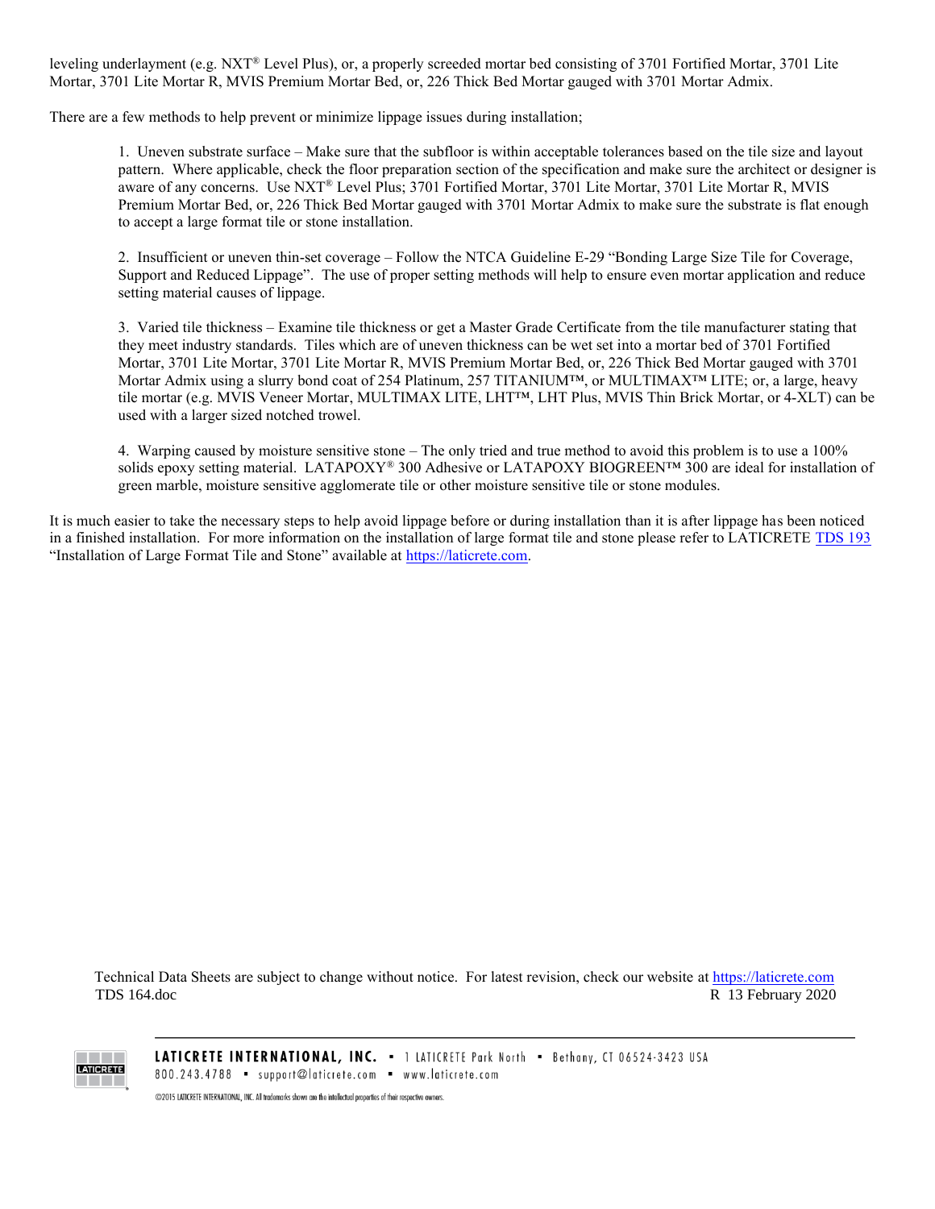leveling underlayment (e.g. NXT® Level Plus), or, a properly screeded mortar bed consisting of 3701 Fortified Mortar, 3701 Lite Mortar, 3701 Lite Mortar R, MVIS Premium Mortar Bed, or, 226 Thick Bed Mortar gauged with 3701 Mortar Admix.

There are a few methods to help prevent or minimize lippage issues during installation;

1. Uneven substrate surface – Make sure that the subfloor is within acceptable tolerances based on the tile size and layout pattern. Where applicable, check the floor preparation section of the specification and make sure the architect or designer is aware of any concerns. Use NXT® Level Plus; 3701 Fortified Mortar, 3701 Lite Mortar, 3701 Lite Mortar R, MVIS Premium Mortar Bed, or, 226 Thick Bed Mortar gauged with 3701 Mortar Admix to make sure the substrate is flat enough to accept a large format tile or stone installation.

2. Insufficient or uneven thin-set coverage – Follow the NTCA Guideline E-29 "Bonding Large Size Tile for Coverage, Support and Reduced Lippage". The use of proper setting methods will help to ensure even mortar application and reduce setting material causes of lippage.

3. Varied tile thickness – Examine tile thickness or get a Master Grade Certificate from the tile manufacturer stating that they meet industry standards. Tiles which are of uneven thickness can be wet set into a mortar bed of 3701 Fortified Mortar, 3701 Lite Mortar, 3701 Lite Mortar R, MVIS Premium Mortar Bed, or, 226 Thick Bed Mortar gauged with 3701 Mortar Admix using a slurry bond coat of 254 Platinum, 257 TITANIUM™, or MULTIMAX™ LITE; or, a large, heavy tile mortar (e.g. MVIS Veneer Mortar, MULTIMAX LITE, LHT™, LHT Plus, MVIS Thin Brick Mortar, or 4-XLT) can be used with a larger sized notched trowel.

4. Warping caused by moisture sensitive stone – The only tried and true method to avoid this problem is to use a 100% solids epoxy setting material. LATAPOXY® 300 Adhesive or LATAPOXY BIOGREEN™ 300 are ideal for installation of green marble, moisture sensitive agglomerate tile or other moisture sensitive tile or stone modules.

It is much easier to take the necessary steps to help avoid lippage before or during installation than it is after lippage has been noticed in a finished installation. For more information on the installation of large format tile and stone please refer to LATICRETE TDS 193 "Installation of Large Format Tile and Stone" available at https://laticrete.com.

Technical Data Sheets are subject to change without notice. For latest revision, check our website at https://laticrete.com
TDS 164.doc R 13 February 2020

LATICRETE INTERNATIONAL, INC. ▪ 1 LATICRETE Park North ▪ Bethany, CT 06524-3423 USA
800.243.4788 ▪ support@laticrete.com ▪ www.laticrete.com

©2015 LATICRETE INTERNATIONAL, INC. All trademarks shown are the intellectual properties of their respective owners.